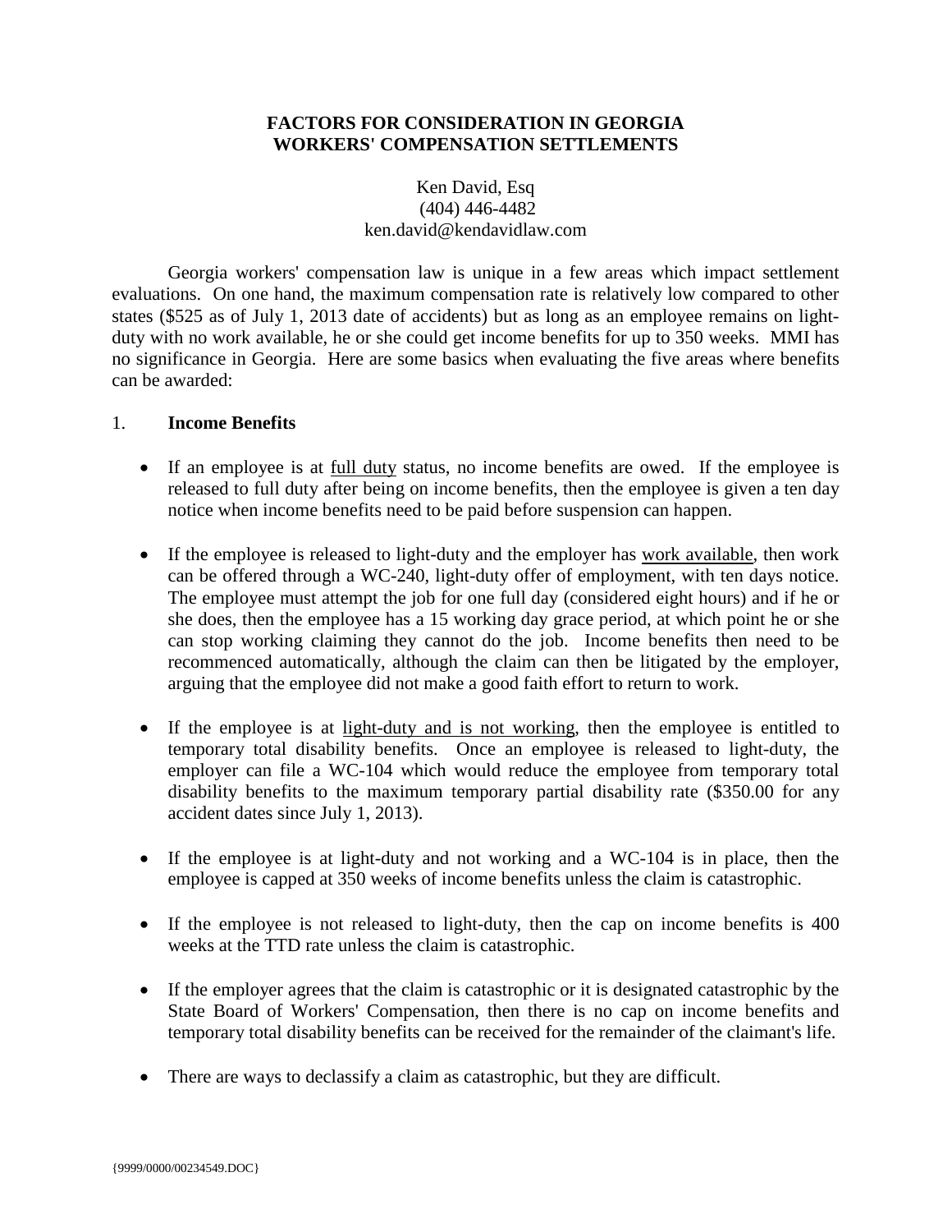# FACTORS FOR CONSIDERATION IN GEORGIA WORKERS' COMPENSATION SETTLEMENTS

Ken David, Esq
(404) 446-4482
ken.david@kendavidlaw.com

Georgia workers' compensation law is unique in a few areas which impact settlement evaluations. On one hand, the maximum compensation rate is relatively low compared to other states ($525 as of July 1, 2013 date of accidents) but as long as an employee remains on light-duty with no work available, he or she could get income benefits for up to 350 weeks. MMI has no significance in Georgia. Here are some basics when evaluating the five areas where benefits can be awarded:

## 1. Income Benefits

- If an employee is at <u>full duty</u> status, no income benefits are owed. If the employee is released to full duty after being on income benefits, then the employee is given a ten day notice when income benefits need to be paid before suspension can happen.

- If the employee is released to light-duty and the employer has <u>work available</u>, then work can be offered through a WC-240, light-duty offer of employment, with ten days notice. The employee must attempt the job for one full day (considered eight hours) and if he or she does, then the employee has a 15 working day grace period, at which point he or she can stop working claiming they cannot do the job. Income benefits then need to be recommenced automatically, although the claim can then be litigated by the employer, arguing that the employee did not make a good faith effort to return to work.

- If the employee is at <u>light-duty and is not working</u>, then the employee is entitled to temporary total disability benefits. Once an employee is released to light-duty, the employer can file a WC-104 which would reduce the employee from temporary total disability benefits to the maximum temporary partial disability rate ($350.00 for any accident dates since July 1, 2013).

- If the employee is at light-duty and not working and a WC-104 is in place, then the employee is capped at 350 weeks of income benefits unless the claim is catastrophic.

- If the employee is not released to light-duty, then the cap on income benefits is 400 weeks at the TTD rate unless the claim is catastrophic.

- If the employer agrees that the claim is catastrophic or it is designated catastrophic by the State Board of Workers' Compensation, then there is no cap on income benefits and temporary total disability benefits can be received for the remainder of the claimant's life.

- There are ways to declassify a claim as catastrophic, but they are difficult.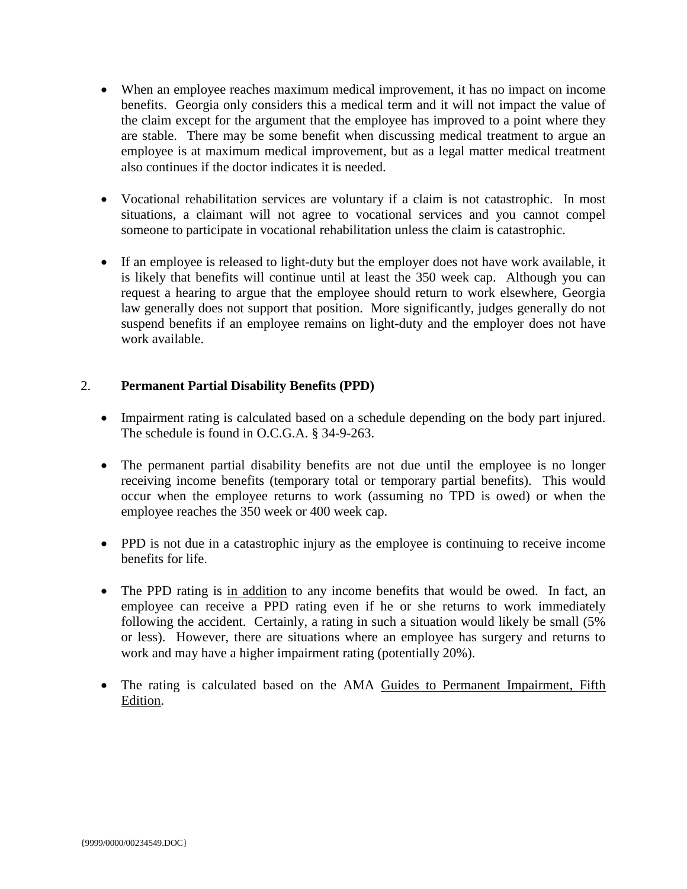- When an employee reaches maximum medical improvement, it has no impact on income benefits. Georgia only considers this a medical term and it will not impact the value of the claim except for the argument that the employee has improved to a point where they are stable. There may be some benefit when discussing medical treatment to argue an employee is at maximum medical improvement, but as a legal matter medical treatment also continues if the doctor indicates it is needed.

- Vocational rehabilitation services are voluntary if a claim is not catastrophic. In most situations, a claimant will not agree to vocational services and you cannot compel someone to participate in vocational rehabilitation unless the claim is catastrophic.

- If an employee is released to light-duty but the employer does not have work available, it is likely that benefits will continue until at least the 350 week cap. Although you can request a hearing to argue that the employee should return to work elsewhere, Georgia law generally does not support that position. More significantly, judges generally do not suspend benefits if an employee remains on light-duty and the employer does not have work available.

## 2. **Permanent Partial Disability Benefits (PPD)**

- Impairment rating is calculated based on a schedule depending on the body part injured. The schedule is found in O.C.G.A. § 34-9-263.

- The permanent partial disability benefits are not due until the employee is no longer receiving income benefits (temporary total or temporary partial benefits). This would occur when the employee returns to work (assuming no TPD is owed) or when the employee reaches the 350 week or 400 week cap.

- PPD is not due in a catastrophic injury as the employee is continuing to receive income benefits for life.

- The PPD rating is <u>in addition</u> to any income benefits that would be owed. In fact, an employee can receive a PPD rating even if he or she returns to work immediately following the accident. Certainly, a rating in such a situation would likely be small (5% or less). However, there are situations where an employee has surgery and returns to work and may have a higher impairment rating (potentially 20%).

- The rating is calculated based on the AMA <u>Guides to Permanent Impairment, Fifth Edition</u>.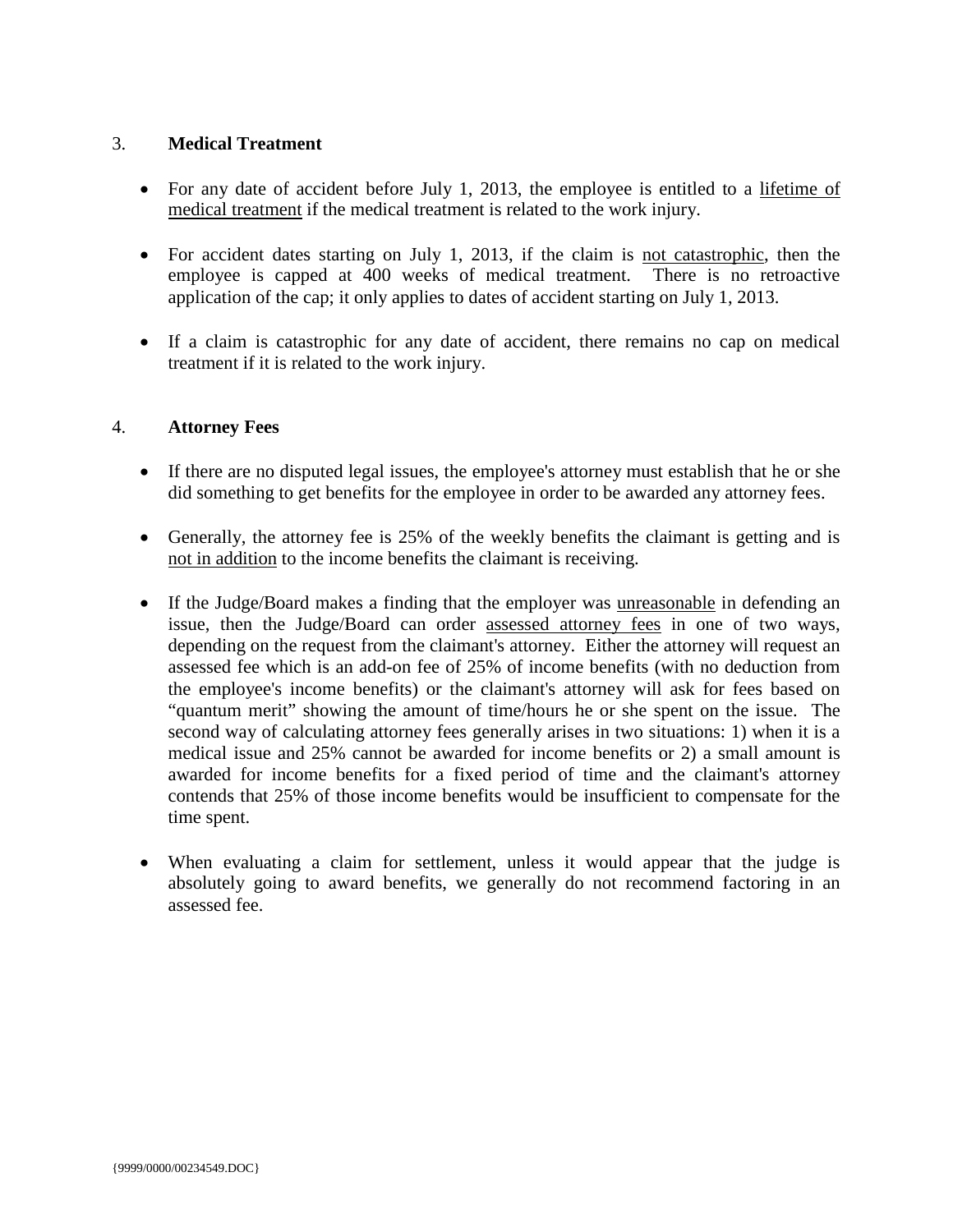## 3. **Medical Treatment**

- For any date of accident before July 1, 2013, the employee is entitled to a lifetime of medical treatment if the medical treatment is related to the work injury.
- For accident dates starting on July 1, 2013, if the claim is not catastrophic, then the employee is capped at 400 weeks of medical treatment. There is no retroactive application of the cap; it only applies to dates of accident starting on July 1, 2013.
- If a claim is catastrophic for any date of accident, there remains no cap on medical treatment if it is related to the work injury.

## 4. **Attorney Fees**

- If there are no disputed legal issues, the employee's attorney must establish that he or she did something to get benefits for the employee in order to be awarded any attorney fees.
- Generally, the attorney fee is 25% of the weekly benefits the claimant is getting and is not in addition to the income benefits the claimant is receiving.
- If the Judge/Board makes a finding that the employer was unreasonable in defending an issue, then the Judge/Board can order assessed attorney fees in one of two ways, depending on the request from the claimant's attorney. Either the attorney will request an assessed fee which is an add-on fee of 25% of income benefits (with no deduction from the employee's income benefits) or the claimant's attorney will ask for fees based on "quantum merit" showing the amount of time/hours he or she spent on the issue. The second way of calculating attorney fees generally arises in two situations: 1) when it is a medical issue and 25% cannot be awarded for income benefits or 2) a small amount is awarded for income benefits for a fixed period of time and the claimant's attorney contends that 25% of those income benefits would be insufficient to compensate for the time spent.
- When evaluating a claim for settlement, unless it would appear that the judge is absolutely going to award benefits, we generally do not recommend factoring in an assessed fee.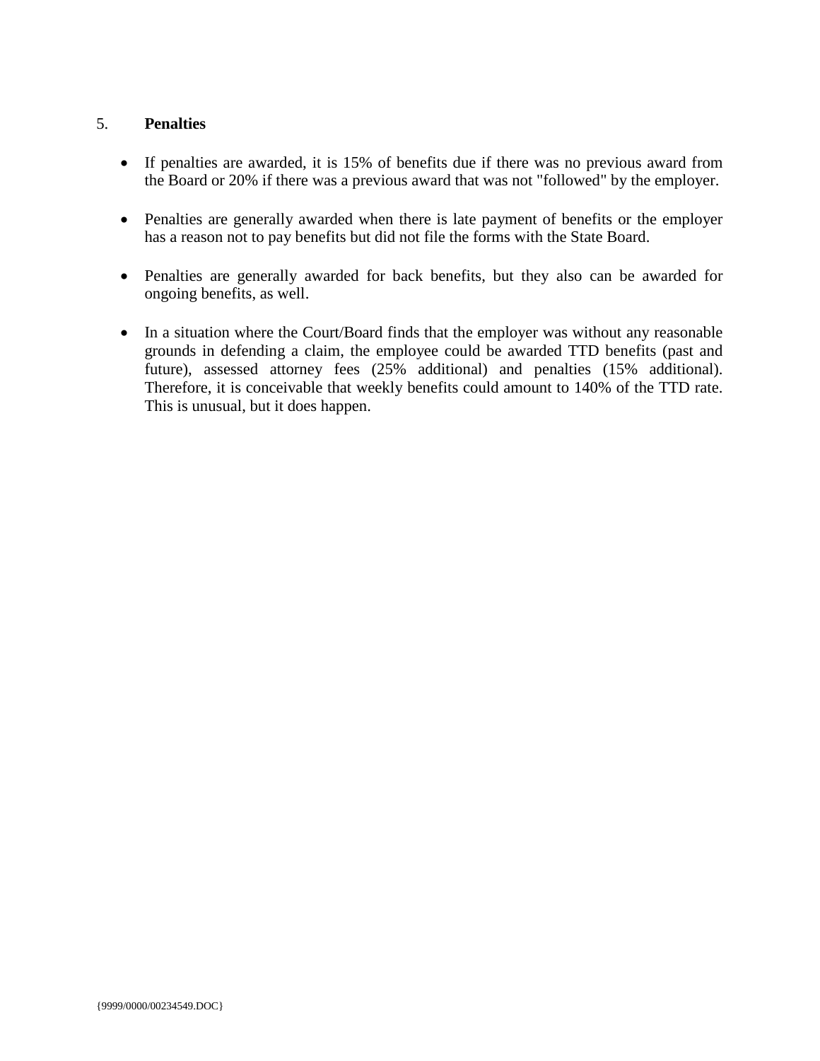5. **Penalties**

- If penalties are awarded, it is 15% of benefits due if there was no previous award from the Board or 20% if there was a previous award that was not "followed" by the employer.
- Penalties are generally awarded when there is late payment of benefits or the employer has a reason not to pay benefits but did not file the forms with the State Board.
- Penalties are generally awarded for back benefits, but they also can be awarded for ongoing benefits, as well.
- In a situation where the Court/Board finds that the employer was without any reasonable grounds in defending a claim, the employee could be awarded TTD benefits (past and future), assessed attorney fees (25% additional) and penalties (15% additional). Therefore, it is conceivable that weekly benefits could amount to 140% of the TTD rate. This is unusual, but it does happen.